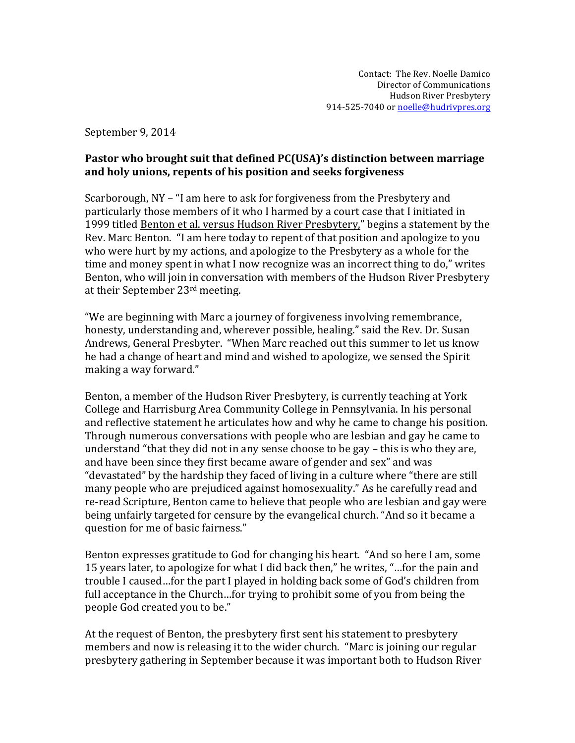Contact: The Rev. Noelle Damico
Director of Communications
Hudson River Presbytery
914-525-7040 or noelle@hudrivpres.org

September 9, 2014

**Pastor who brought suit that defined PC(USA)'s distinction between marriage and holy unions, repents of his position and seeks forgiveness**

Scarborough, NY – "I am here to ask for forgiveness from the Presbytery and particularly those members of it who I harmed by a court case that I initiated in 1999 titled Benton et al. versus Hudson River Presbytery," begins a statement by the Rev. Marc Benton. "I am here today to repent of that position and apologize to you who were hurt by my actions, and apologize to the Presbytery as a whole for the time and money spent in what I now recognize was an incorrect thing to do," writes Benton, who will join in conversation with members of the Hudson River Presbytery at their September 23rd meeting.

"We are beginning with Marc a journey of forgiveness involving remembrance, honesty, understanding and, wherever possible, healing." said the Rev. Dr. Susan Andrews, General Presbyter. "When Marc reached out this summer to let us know he had a change of heart and mind and wished to apologize, we sensed the Spirit making a way forward."

Benton, a member of the Hudson River Presbytery, is currently teaching at York College and Harrisburg Area Community College in Pennsylvania. In his personal and reflective statement he articulates how and why he came to change his position. Through numerous conversations with people who are lesbian and gay he came to understand "that they did not in any sense choose to be gay – this is who they are, and have been since they first became aware of gender and sex" and was "devastated" by the hardship they faced of living in a culture where "there are still many people who are prejudiced against homosexuality." As he carefully read and re-read Scripture, Benton came to believe that people who are lesbian and gay were being unfairly targeted for censure by the evangelical church. "And so it became a question for me of basic fairness."

Benton expresses gratitude to God for changing his heart. "And so here I am, some 15 years later, to apologize for what I did back then," he writes, "…for the pain and trouble I caused…for the part I played in holding back some of God's children from full acceptance in the Church…for trying to prohibit some of you from being the people God created you to be."

At the request of Benton, the presbytery first sent his statement to presbytery members and now is releasing it to the wider church. "Marc is joining our regular presbytery gathering in September because it was important both to Hudson River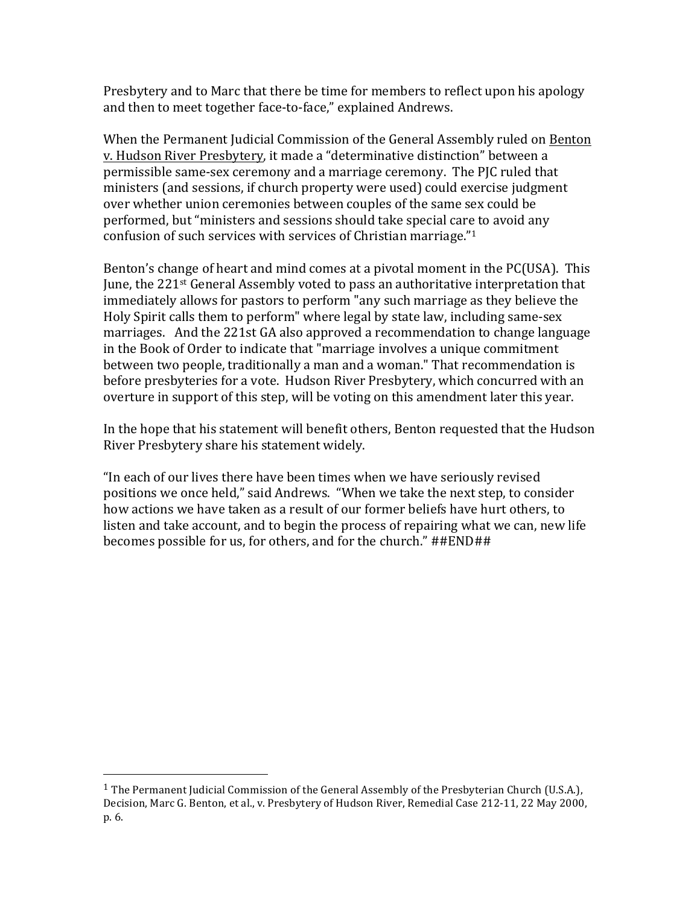Presbytery and to Marc that there be time for members to reflect upon his apology and then to meet together face-to-face," explained Andrews.

When the Permanent Judicial Commission of the General Assembly ruled on Benton v. Hudson River Presbytery, it made a "determinative distinction" between a permissible same-sex ceremony and a marriage ceremony. The PJC ruled that ministers (and sessions, if church property were used) could exercise judgment over whether union ceremonies between couples of the same sex could be performed, but "ministers and sessions should take special care to avoid any confusion of such services with services of Christian marriage."[1]

Benton's change of heart and mind comes at a pivotal moment in the PC(USA). This June, the 221st General Assembly voted to pass an authoritative interpretation that immediately allows for pastors to perform "any such marriage as they believe the Holy Spirit calls them to perform" where legal by state law, including same-sex marriages. And the 221st GA also approved a recommendation to change language in the Book of Order to indicate that "marriage involves a unique commitment between two people, traditionally a man and a woman." That recommendation is before presbyteries for a vote. Hudson River Presbytery, which concurred with an overture in support of this step, will be voting on this amendment later this year.

In the hope that his statement will benefit others, Benton requested that the Hudson River Presbytery share his statement widely.

"In each of our lives there have been times when we have seriously revised positions we once held," said Andrews. "When we take the next step, to consider how actions we have taken as a result of our former beliefs have hurt others, to listen and take account, and to begin the process of repairing what we can, new life becomes possible for us, for others, and for the church." ##END##

---

[1] The Permanent Judicial Commission of the General Assembly of the Presbyterian Church (U.S.A.), Decision, Marc G. Benton, et al., v. Presbytery of Hudson River, Remedial Case 212-11, 22 May 2000, p. 6.